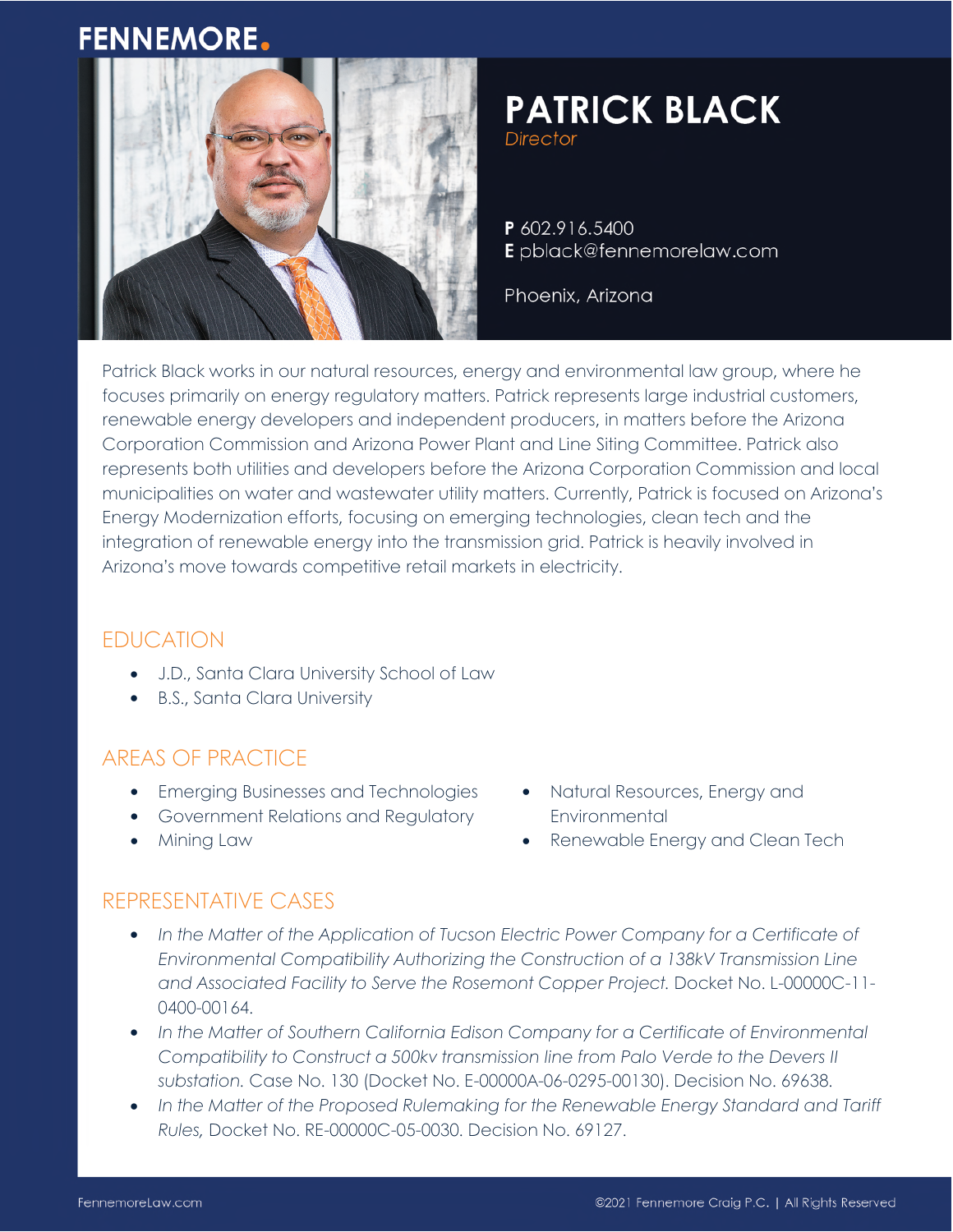FENNEMORE.

# PATRICK BLACK

*Director*

**P** 602.916.5400
**E** pblack@fennemorelaw.com

Phoenix, Arizona

Patrick Black works in our natural resources, energy and environmental law group, where he focuses primarily on energy regulatory matters. Patrick represents large industrial customers, renewable energy developers and independent producers, in matters before the Arizona Corporation Commission and Arizona Power Plant and Line Siting Committee. Patrick also represents both utilities and developers before the Arizona Corporation Commission and local municipalities on water and wastewater utility matters. Currently, Patrick is focused on Arizona's Energy Modernization efforts, focusing on emerging technologies, clean tech and the integration of renewable energy into the transmission grid. Patrick is heavily involved in Arizona's move towards competitive retail markets in electricity.

## EDUCATION

- J.D., Santa Clara University School of Law
- B.S., Santa Clara University

## AREAS OF PRACTICE

- Emerging Businesses and Technologies
- Government Relations and Regulatory
- Mining Law
- Natural Resources, Energy and Environmental
- Renewable Energy and Clean Tech

## REPRESENTATIVE CASES

- *In the Matter of the Application of Tucson Electric Power Company for a Certificate of Environmental Compatibility Authorizing the Construction of a 138kV Transmission Line and Associated Facility to Serve the Rosemont Copper Project.* Docket No. L-00000C-11-0400-00164.
- *In the Matter of Southern California Edison Company for a Certificate of Environmental Compatibility to Construct a 500kv transmission line from Palo Verde to the Devers II substation.* Case No. 130 (Docket No. E-00000A-06-0295-00130). Decision No. 69638.
- *In the Matter of the Proposed Rulemaking for the Renewable Energy Standard and Tariff Rules,* Docket No. RE-00000C-05-0030. Decision No. 69127.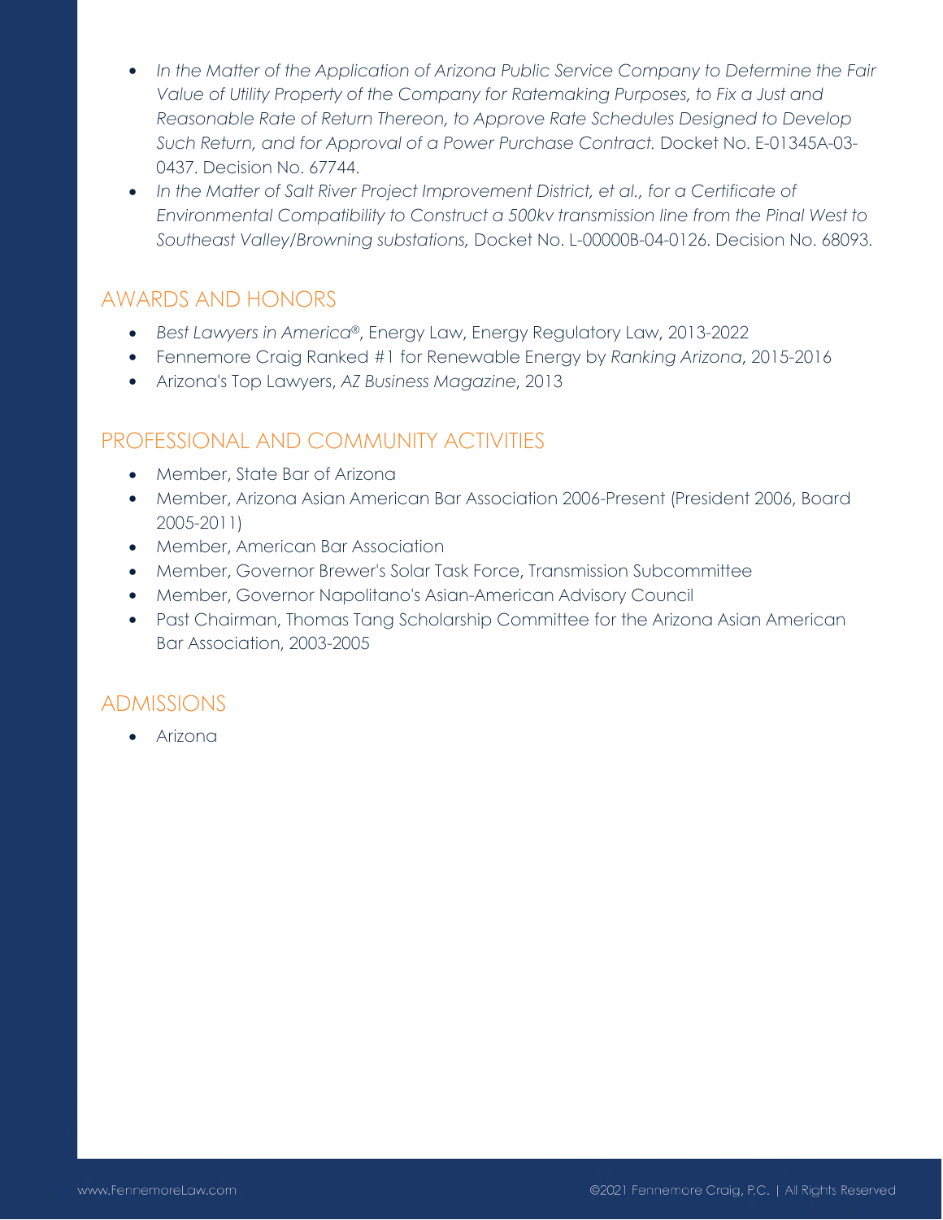- *In the Matter of the Application of Arizona Public Service Company to Determine the Fair Value of Utility Property of the Company for Ratemaking Purposes, to Fix a Just and Reasonable Rate of Return Thereon, to Approve Rate Schedules Designed to Develop Such Return, and for Approval of a Power Purchase Contract.* Docket No. E-01345A-03-0437. Decision No. 67744.
- *In the Matter of Salt River Project Improvement District, et al., for a Certificate of Environmental Compatibility to Construct a 500kv transmission line from the Pinal West to Southeast Valley/Browning substations,* Docket No. L-00000B-04-0126. Decision No. 68093.

## AWARDS AND HONORS

- *Best Lawyers in America®*, Energy Law, Energy Regulatory Law, 2013-2022
- Fennemore Craig Ranked #1 for Renewable Energy by *Ranking Arizona*, 2015-2016
- Arizona's Top Lawyers, *AZ Business Magazine*, 2013

## PROFESSIONAL AND COMMUNITY ACTIVITIES

- Member, State Bar of Arizona
- Member, Arizona Asian American Bar Association 2006-Present (President 2006, Board 2005-2011)
- Member, American Bar Association
- Member, Governor Brewer's Solar Task Force, Transmission Subcommittee
- Member, Governor Napolitano's Asian-American Advisory Council
- Past Chairman, Thomas Tang Scholarship Committee for the Arizona Asian American Bar Association, 2003-2005

## ADMISSIONS

- Arizona